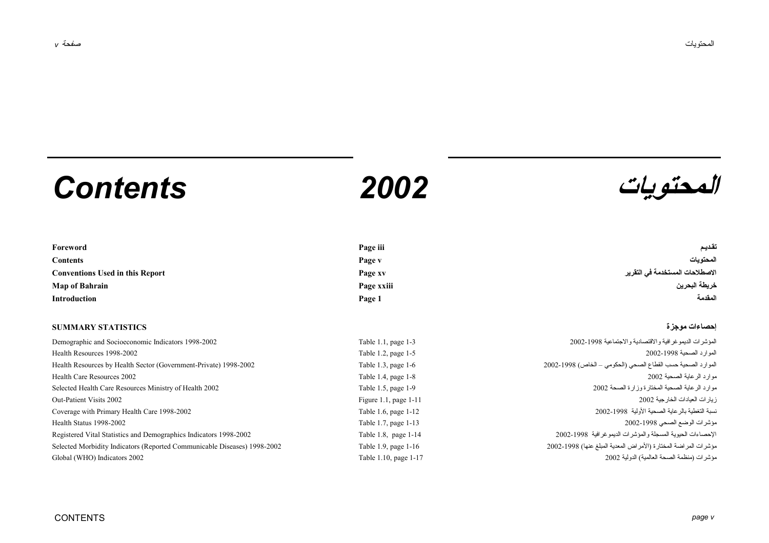# Contents 2002 المحتويات

| | | |
|---|---|---|
| **Foreword** | **Page iii** | **تقديم** |
| **Contents** | **Page v** | **المحتويات** |
| **Conventions Used in this Report** | **Page xv** | **الاصطلاحات المستخدمة في التقرير** |
| **Map of Bahrain** | **Page xxiii** | **خريطة البحرين** |
| **Introduction** | **Page 1** | **المقدمة** |

## SUMMARY STATISTICS إحصاءات موجزة

| | | |
|---|---|---|
| Demographic and Socioeconomic Indicators 1998-2002 | Table 1.1, page 1-3 | المؤشرات الديموغرافية والاقتصادية والاجتماعية 1998-2002 |
| Health Resources 1998-2002 | Table 1.2, page 1-5 | الموارد الصحية 1998-2002 |
| Health Resources by Health Sector (Government-Private) 1998-2002 | Table 1.3, page 1-6 | الموارد الصحية حسب القطاع الصحي (الحكومي – الخاص) 1998-2002 |
| Health Care Resources 2002 | Table 1.4, page 1-8 | موارد الرعاية الصحية 2002 |
| Selected Health Care Resources Ministry of Health 2002 | Table 1.5, page 1-9 | موارد الرعاية الصحية المختارة وزارة الصحة 2002 |
| Out-Patient Visits 2002 | Figure 1.1, page 1-11 | زيارات العيادات الخارجية 2002 |
| Coverage with Primary Health Care 1998-2002 | Table 1.6, page 1-12 | نسبة التغطية بالرعاية الصحية الأولية 1998-2002 |
| Health Status 1998-2002 | Table 1.7, page 1-13 | مؤشرات الوضع الصحي 1998-2002 |
| Registered Vital Statistics and Demographics Indicators 1998-2002 | Table 1.8, page 1-14 | الإحصاءات الحيوية المسجلة والمؤشرات الديموغرافية 1998-2002 |
| Selected Morbidity Indicators (Reported Communicable Diseases) 1998-2002 | Table 1.9, page 1-16 | مؤشرات المراضة المختارة (الأمراض المعدية المبلغ عنها) 1998-2002 |
| Global (WHO) Indicators 2002 | Table 1.10, page 1-17 | مؤشرات (منظمة الصحة العالمية) الدولية 2002 |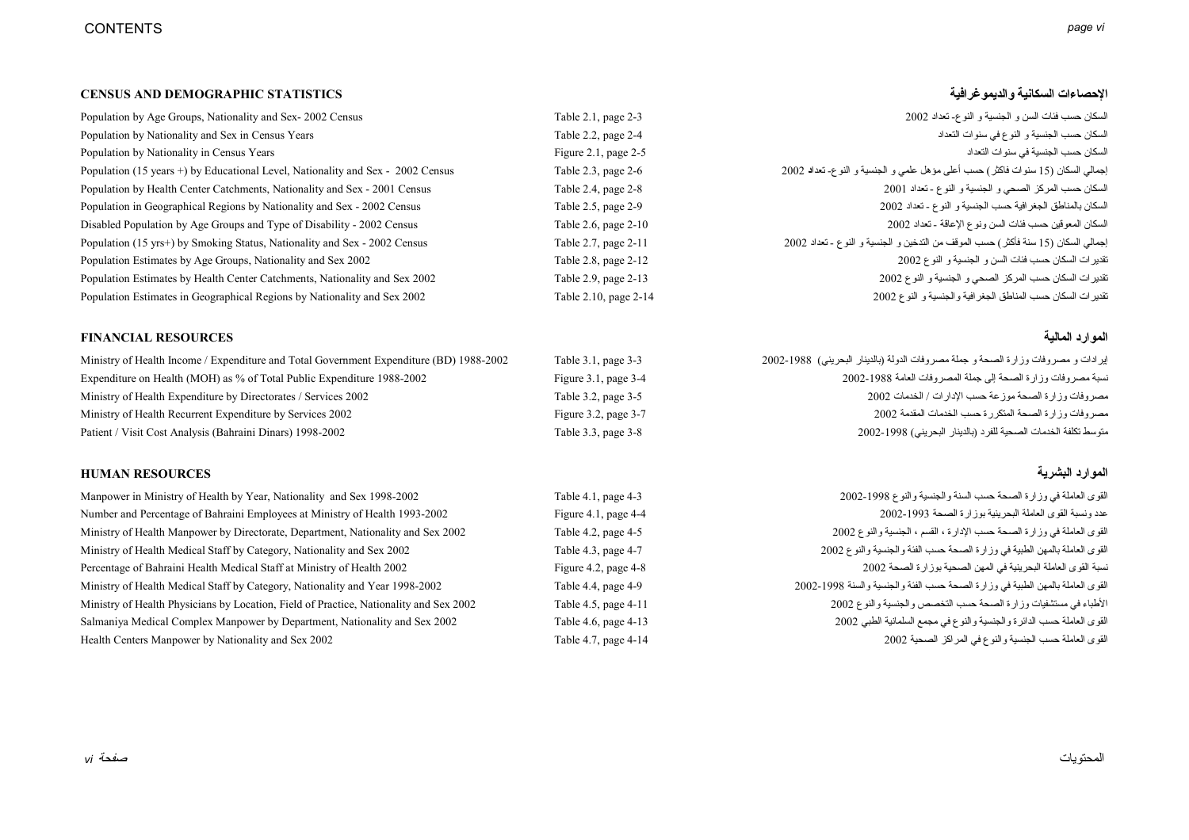# CONTENTS

## CENSUS AND DEMOGRAPHIC STATISTICS / الإحصاءات السكانية والديموغرافية

| | | |
|---|---|---|
| Population by Age Groups, Nationality and Sex- 2002 Census | Table 2.1, page 2-3 | السكان حسب فئات السن و الجنسية و النوع- تعداد 2002 |
| Population by Nationality and Sex in Census Years | Table 2.2, page 2-4 | السكان حسب الجنسية و النوع في سنوات التعداد |
| Population by Nationality in Census Years | Figure 2.1, page 2-5 | السكان حسب الجنسية في سنوات التعداد |
| Population (15 years +) by Educational Level, Nationality and Sex - 2002 Census | Table 2.3, page 2-6 | إجمالي السكان (15 سنوات فاكثر) حسب أعلى مؤهل علمي و الجنسية و النوع- تعداد 2002 |
| Population by Health Center Catchments, Nationality and Sex - 2001 Census | Table 2.4, page 2-8 | السكان حسب المركز الصحي و الجنسية و النوع - تعداد 2001 |
| Population in Geographical Regions by Nationality and Sex - 2002 Census | Table 2.5, page 2-9 | السكان بالمناطق الجغرافية حسب الجنسية و النوع - تعداد 2002 |
| Disabled Population by Age Groups and Type of Disability - 2002 Census | Table 2.6, page 2-10 | السكان المعوقين حسب فئات السن ونوع الإعاقة - تعداد 2002 |
| Population (15 yrs+) by Smoking Status, Nationality and Sex - 2002 Census | Table 2.7, page 2-11 | إجمالي السكان (15 سنة فأكثر) حسب الموقف من التدخين و الجنسية و النوع - تعداد 2002 |
| Population Estimates by Age Groups, Nationality and Sex 2002 | Table 2.8, page 2-12 | تقديرات السكان حسب فئات السن و الجنسية و النوع 2002 |
| Population Estimates by Health Center Catchments, Nationality and Sex 2002 | Table 2.9, page 2-13 | تقديرات السكان حسب المركز الصحي و الجنسية و النوع 2002 |
| Population Estimates in Geographical Regions by Nationality and Sex 2002 | Table 2.10, page 2-14 | تقديرات السكان حسب المناطق الجغرافية والجنسية و النوع 2002 |

## FINANCIAL RESOURCES / الموارد المالية

| | | |
|---|---|---|
| Ministry of Health Income / Expenditure and Total Government Expenditure (BD) 1988-2002 | Table 3.1, page 3-3 | إيرادات و مصروفات وزارة الصحة و جملة مصروفات الدولة (بالدينار البحريني) 1988-2002 |
| Expenditure on Health (MOH) as % of Total Public Expenditure 1988-2002 | Figure 3.1, page 3-4 | نسبة مصروفات وزارة الصحة إلى جملة المصروفات العامة 1988-2002 |
| Ministry of Health Expenditure by Directorates / Services 2002 | Table 3.2, page 3-5 | مصروفات وزارة الصحة موزعة حسب الإدارات / الخدمات 2002 |
| Ministry of Health Recurrent Expenditure by Services 2002 | Figure 3.2, page 3-7 | مصروفات وزارة الصحة المتكررة حسب الخدمات المقدمة 2002 |
| Patient / Visit Cost Analysis (Bahraini Dinars) 1998-2002 | Table 3.3, page 3-8 | متوسط تكلفة الخدمات الصحية للفرد (بالدينار البحريني) 1998-2002 |

## HUMAN RESOURCES / الموارد البشرية

| | | |
|---|---|---|
| Manpower in Ministry of Health by Year, Nationality and Sex 1998-2002 | Table 4.1, page 4-3 | القوى العاملة في وزارة الصحة حسب السنة والجنسية والنوع 1998-2002 |
| Number and Percentage of Bahraini Employees at Ministry of Health 1993-2002 | Figure 4.1, page 4-4 | عدد ونسبة القوى العاملة البحرينية بوزارة الصحة 1993-2002 |
| Ministry of Health Manpower by Directorate, Department, Nationality and Sex 2002 | Table 4.2, page 4-5 | القوى العاملة في وزارة الصحة حسب الإدارة ، القسم ، الجنسية والنوع 2002 |
| Ministry of Health Medical Staff by Category, Nationality and Sex 2002 | Table 4.3, page 4-7 | القوى العاملة بالمهن الطبية في وزارة الصحة حسب الفئة والجنسية والنوع 2002 |
| Percentage of Bahraini Health Medical Staff at Ministry of Health 2002 | Figure 4.2, page 4-8 | نسبة القوى العاملة البحرينية في المهن الصحية بوزارة الصحة 2002 |
| Ministry of Health Medical Staff by Category, Nationality and Year 1998-2002 | Table 4.4, page 4-9 | القوى العاملة بالمهن الطبية في وزارة الصحة حسب الفئة والجنسية والسنة 1998-2002 |
| Ministry of Health Physicians by Location, Field of Practice, Nationality and Sex 2002 | Table 4.5, page 4-11 | الأطباء في مستشفيات وزارة الصحة حسب التخصص والجنسية والنوع 2002 |
| Salmaniya Medical Complex Manpower by Department, Nationality and Sex 2002 | Table 4.6, page 4-13 | القوى العاملة حسب الدائرة والجنسية والنوع في مجمع السلمانية الطبي 2002 |
| Health Centers Manpower by Nationality and Sex 2002 | Table 4.7, page 4-14 | القوى العاملة حسب الجنسية والنوع في المراكز الصحية 2002 |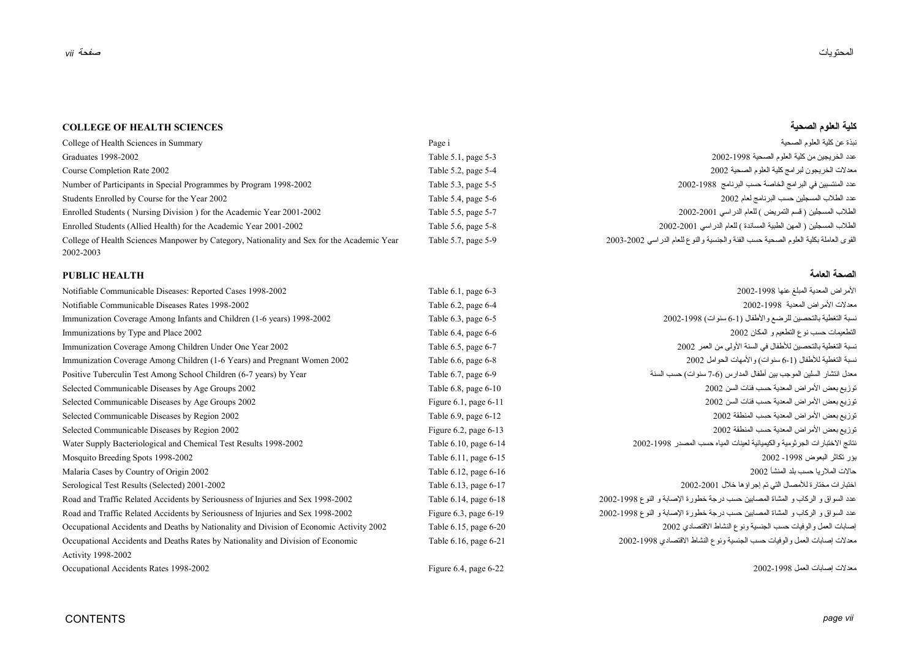## COLLEGE OF HEALTH SCIENCES — كلية العلوم الصحية

| English | Reference | العربية |
|---|---|---|
| College of Health Sciences in Summary | Page i | نبذة عن كلية العلوم الصحية |
| Graduates 1998-2002 | Table 5.1, page 5-3 | عدد الخريجين من كلية العلوم الصحية 1998-2002 |
| Course Completion Rate 2002 | Table 5.2, page 5-4 | معدلات الخريجون لبرامج كلية العلوم الصحية 2002 |
| Number of Participants in Special Programmes by Program 1998-2002 | Table 5.3, page 5-5 | عدد المنتسبين في البرامج الخاصة حسب البرنامج 1988-2002 |
| Students Enrolled by Course for the Year 2002 | Table 5.4, page 5-6 | عدد الطلاب المسجلين حسب البرنامج لعام 2002 |
| Enrolled Students ( Nursing Division ) for the Academic Year 2001-2002 | Table 5.5, page 5-7 | الطلاب المسجلين ( قسم التمريض ) للعام الدراسي 2001-2002 |
| Enrolled Students (Allied Health) for the Academic Year 2001-2002 | Table 5.6, page 5-8 | الطلاب المسجلين ( المهن الطبية المساندة ) للعام الدراسي 2001-2002 |
| College of Health Sciences Manpower by Category, Nationality and Sex for the Academic Year 2002-2003 | Table 5.7, page 5-9 | القوى العاملة بكلية العلوم الصحية حسب الفئة والجنسية والنوع للعام الدراسي 2002-2003 |

## PUBLIC HEALTH — الصحة العامة

| English | Reference | العربية |
|---|---|---|
| Notifiable Communicable Diseases: Reported Cases 1998-2002 | Table 6.1, page 6-3 | الأمراض المعدية المبلغ عنها 1998-2002 |
| Notifiable Communicable Diseases Rates 1998-2002 | Table 6.2, page 6-4 | معدلات الأمراض المعدية 1998-2002 |
| Immunization Coverage Among Infants and Children (1-6 years) 1998-2002 | Table 6.3, page 6-5 | نسبة التغطية بالتحصين للرضع والأطفال (1-6 سنوات) 1998-2002 |
| Immunizations by Type and Place 2002 | Table 6.4, page 6-6 | التطعيمات حسب نوع التطعيم و المكان 2002 |
| Immunization Coverage Among Children Under One Year 2002 | Table 6.5, page 6-7 | نسبة التغطية بالتحصين للأطفال في السنة الأولى من العمر 2002 |
| Immunization Coverage Among Children (1-6 Years) and Pregnant Women 2002 | Table 6.6, page 6-8 | نسبة التغطية للأطفال (1-6 سنوات) والأمهات الحوامل 2002 |
| Positive Tuberculin Test Among School Children (6-7 years) by Year | Table 6.7, page 6-9 | معدل انتشار السلين الموجب بين أطفال المدارس (6-7 سنوات) حسب السنة |
| Selected Communicable Diseases by Age Groups 2002 | Table 6.8, page 6-10 | توزيع بعض الأمراض المعدية حسب فئات السن 2002 |
| Selected Communicable Diseases by Age Groups 2002 | Figure 6.1, page 6-11 | توزيع بعض الأمراض المعدية حسب فئات السن 2002 |
| Selected Communicable Diseases by Region 2002 | Table 6.9, page 6-12 | توزيع بعض الأمراض المعدية حسب المنطقة 2002 |
| Selected Communicable Diseases by Region 2002 | Figure 6.2, page 6-13 | توزيع بعض الأمراض المعدية حسب المنطقة 2002 |
| Water Supply Bacteriological and Chemical Test Results 1998-2002 | Table 6.10, page 6-14 | نتائج الاختبارات الجرثومية والكيميائية لعينات المياه حسب المصدر 1998-2002 |
| Mosquito Breeding Spots 1998-2002 | Table 6.11, page 6-15 | بؤر تكاثر البعوض 1998- 2002 |
| Malaria Cases by Country of Origin 2002 | Table 6.12, page 6-16 | حالات الملاريا حسب بلد المنشأ 2002 |
| Serological Test Results (Selected) 2001-2002 | Table 6.13, page 6-17 | اختبارات مختارة للأمصال التي تم إجراؤها خلال 2001-2002 |
| Road and Traffic Related Accidents by Seriousness of Injuries and Sex 1998-2002 | Table 6.14, page 6-18 | عدد السواق و الركاب و المشاة المصابين حسب درجة خطورة الإصابة و النوع 1998-2002 |
| Road and Traffic Related Accidents by Seriousness of Injuries and Sex 1998-2002 | Figure 6.3, page 6-19 | عدد السواق و الركاب و المشاة المصابين حسب درجة خطورة الإصابة و النوع 1998-2002 |
| Occupational Accidents and Deaths by Nationality and Division of Economic Activity 2002 | Table 6.15, page 6-20 | إصابات العمل والوفيات حسب الجنسية ونوع النشاط الاقتصادي 2002 |
| Occupational Accidents and Deaths Rates by Nationality and Division of Economic Activity 1998-2002 | Table 6.16, page 6-21 | معدلات إصابات العمل والوفيات حسب الجنسية ونوع النشاط الاقتصادي 1998-2002 |
| Occupational Accidents Rates 1998-2002 | Figure 6.4, page 6-22 | معدلات إصابات العمل 1998-2002 |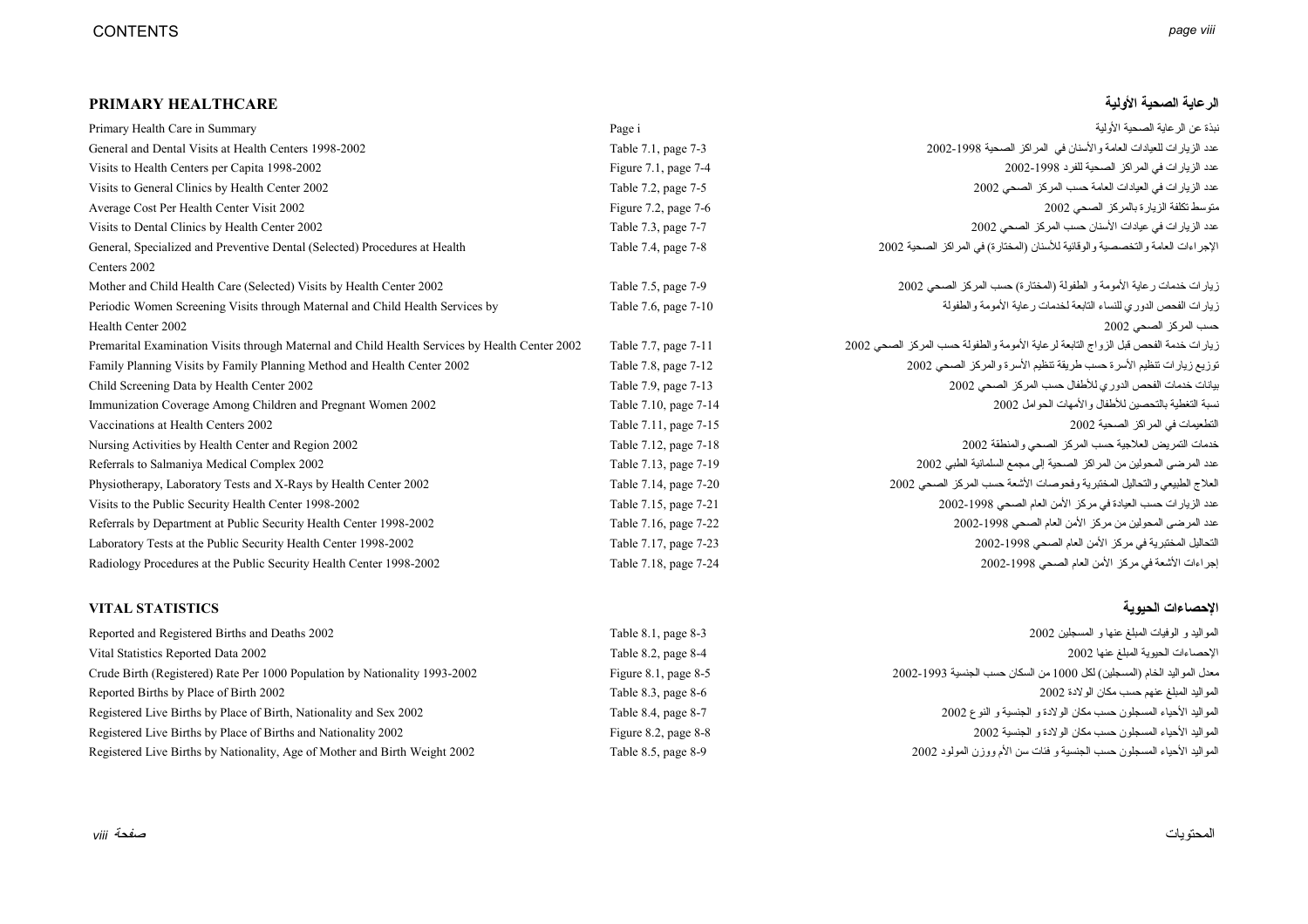## PRIMARY HEALTHCARE — الرعاية الصحية الأولية

| | | |
|---|---|---|
| Primary Health Care in Summary | Page i | نبذة عن الرعاية الصحية الأولية |
| General and Dental Visits at Health Centers 1998-2002 | Table 7.1, page 7-3 | عدد الزيارات للعيادات العامة والأسنان في المراكز الصحية 1998-2002 |
| Visits to Health Centers per Capita 1998-2002 | Figure 7.1, page 7-4 | عدد الزيارات في المراكز الصحية للفرد 1998-2002 |
| Visits to General Clinics by Health Center 2002 | Table 7.2, page 7-5 | عدد الزيارات في العيادات العامة حسب المركز الصحي 2002 |
| Average Cost Per Health Center Visit 2002 | Figure 7.2, page 7-6 | متوسط تكلفة الزيارة بالمركز الصحي 2002 |
| Visits to Dental Clinics by Health Center 2002 | Table 7.3, page 7-7 | عدد الزيارات في عيادات الأسنان حسب المركز الصحي 2002 |
| General, Specialized and Preventive Dental (Selected) Procedures at Health Centers 2002 | Table 7.4, page 7-8 | الإجراءات العامة والتخصصية والوقائية للأسنان (المختارة) في المراكز الصحية 2002 |
| Mother and Child Health Care (Selected) Visits by Health Center 2002 | Table 7.5, page 7-9 | زيارات خدمات رعاية الأمومة و الطفولة (المختارة) حسب المركز الصحي 2002 |
| Periodic Women Screening Visits through Maternal and Child Health Services by Health Center 2002 | Table 7.6, page 7-10 | زيارات الفحص الدوري للنساء التابعة لخدمات رعاية الأمومة والطفولة حسب المركز الصحي 2002 |
| Premarital Examination Visits through Maternal and Child Health Services by Health Center 2002 | Table 7.7, page 7-11 | زيارات خدمة الفحص قبل الزواج التابعة لرعاية الأمومة والطفولة حسب المركز الصحي 2002 |
| Family Planning Visits by Family Planning Method and Health Center 2002 | Table 7.8, page 7-12 | توزيع زيارات تنظيم الأسرة حسب طريقة تنظيم الأسرة والمركز الصحي 2002 |
| Child Screening Data by Health Center 2002 | Table 7.9, page 7-13 | بيانات خدمات الفحص الدوري للأطفال حسب المركز الصحي 2002 |
| Immunization Coverage Among Children and Pregnant Women 2002 | Table 7.10, page 7-14 | نسبة التغطية بالتحصين للأطفال والأمهات الحوامل 2002 |
| Vaccinations at Health Centers 2002 | Table 7.11, page 7-15 | التطعيمات في المراكز الصحية 2002 |
| Nursing Activities by Health Center and Region 2002 | Table 7.12, page 7-18 | خدمات التمريض العلاجية حسب المركز الصحي والمنطقة 2002 |
| Referrals to Salmaniya Medical Complex 2002 | Table 7.13, page 7-19 | عدد المرضى المحولين من المراكز الصحية إلى مجمع السلمانية الطبي 2002 |
| Physiotherapy, Laboratory Tests and X-Rays by Health Center 2002 | Table 7.14, page 7-20 | العلاج الطبيعي والتحاليل المختبرية وفحوصات الأشعة حسب المركز الصحي 2002 |
| Visits to the Public Security Health Center 1998-2002 | Table 7.15, page 7-21 | عدد الزيارات حسب العيادة في مركز الأمن العام الصحي 1998-2002 |
| Referrals by Department at Public Security Health Center 1998-2002 | Table 7.16, page 7-22 | عدد المرضى المحولين من مركز الأمن العام الصحي 1998-2002 |
| Laboratory Tests at the Public Security Health Center 1998-2002 | Table 7.17, page 7-23 | التحاليل المختبرية في مركز الأمن العام الصحي 1998-2002 |
| Radiology Procedures at the Public Security Health Center 1998-2002 | Table 7.18, page 7-24 | إجراءات الأشعة في مركز الأمن العام الصحي 1998-2002 |

## VITAL STATISTICS — الإحصاءات الحيوية

| | | |
|---|---|---|
| Reported and Registered Births and Deaths 2002 | Table 8.1, page 8-3 | المواليد و الوفيات المبلغ عنها و المسجلين 2002 |
| Vital Statistics Reported Data 2002 | Table 8.2, page 8-4 | الإحصاءات الحيوية المبلغ عنها 2002 |
| Crude Birth (Registered) Rate Per 1000 Population by Nationality 1993-2002 | Figure 8.1, page 8-5 | معدل المواليد الخام (المسجلين) لكل 1000 من السكان حسب الجنسية 1993-2002 |
| Reported Births by Place of Birth 2002 | Table 8.3, page 8-6 | المواليد المبلغ عنهم حسب مكان الولادة 2002 |
| Registered Live Births by Place of Birth, Nationality and Sex 2002 | Table 8.4, page 8-7 | المواليد الأحياء المسجلون حسب مكان الولادة و الجنسية و النوع 2002 |
| Registered Live Births by Place of Births and Nationality 2002 | Figure 8.2, page 8-8 | المواليد الأحياء المسجلون حسب مكان الولادة و الجنسية 2002 |
| Registered Live Births by Nationality, Age of Mother and Birth Weight 2002 | Table 8.5, page 8-9 | المواليد الأحياء المسجلون حسب الجنسية و فئات سن الأم ووزن المولود 2002 |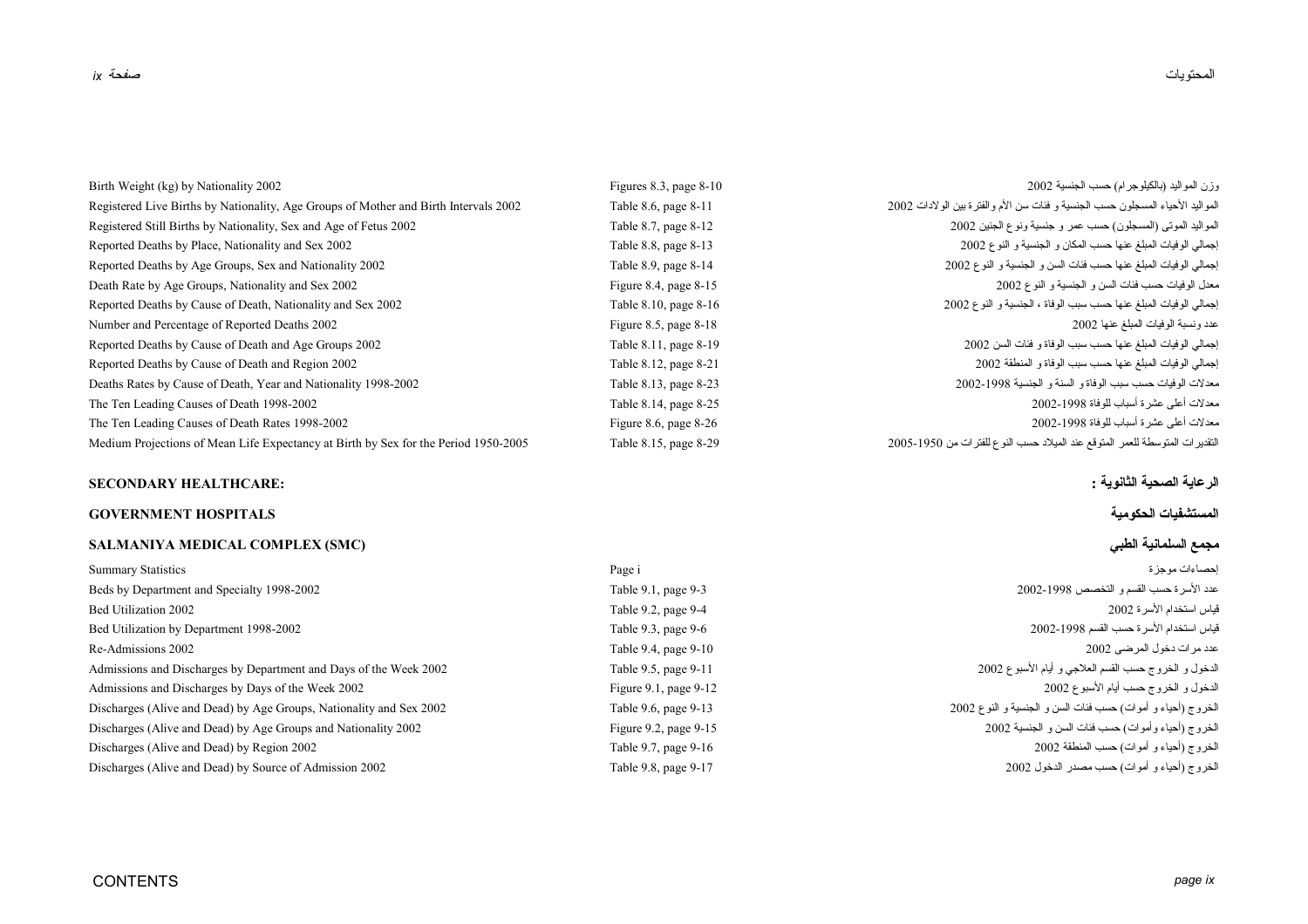| | | |
|---|---|---|
| Birth Weight (kg) by Nationality 2002 | Figures 8.3, page 8-10 | وزن المواليد (بالكيلوجرام) حسب الجنسية 2002 |
| Registered Live Births by Nationality, Age Groups of Mother and Birth Intervals 2002 | Table 8.6, page 8-11 | المواليد الأحياء المسجلون حسب الجنسية و فئات سن الأم والفترة بين الولادات 2002 |
| Registered Still Births by Nationality, Sex and Age of Fetus 2002 | Table 8.7, page 8-12 | المواليد الموتى (المسجلون) حسب عمر و جنسية ونوع الجنين 2002 |
| Reported Deaths by Place, Nationality and Sex 2002 | Table 8.8, page 8-13 | إجمالي الوفيات المبلغ عنها حسب المكان و الجنسية و النوع 2002 |
| Reported Deaths by Age Groups, Sex and Nationality 2002 | Table 8.9, page 8-14 | إجمالي الوفيات المبلغ عنها حسب فئات السن و الجنسية و النوع 2002 |
| Death Rate by Age Groups, Nationality and Sex 2002 | Figure 8.4, page 8-15 | معدل الوفيات حسب فئات السن و الجنسية و النوع 2002 |
| Reported Deaths by Cause of Death, Nationality and Sex 2002 | Table 8.10, page 8-16 | إجمالي الوفيات المبلغ عنها حسب سبب الوفاة ، الجنسية و النوع 2002 |
| Number and Percentage of Reported Deaths 2002 | Figure 8.5, page 8-18 | عدد ونسبة الوفيات المبلغ عنها 2002 |
| Reported Deaths by Cause of Death and Age Groups 2002 | Table 8.11, page 8-19 | إجمالي الوفيات المبلغ عنها حسب سبب الوفاة و فئات السن 2002 |
| Reported Deaths by Cause of Death and Region 2002 | Table 8.12, page 8-21 | إجمالي الوفيات المبلغ عنها حسب سبب الوفاة و المنطقة 2002 |
| Deaths Rates by Cause of Death, Year and Nationality 1998-2002 | Table 8.13, page 8-23 | معدلات الوفيات حسب سبب الوفاة و السنة و الجنسية 1998-2002 |
| The Ten Leading Causes of Death 1998-2002 | Table 8.14, page 8-25 | معدلات أعلى عشرة أسباب للوفاة 1998-2002 |
| The Ten Leading Causes of Death Rates 1998-2002 | Figure 8.6, page 8-26 | معدلات أعلى عشرة أسباب للوفاة 1998-2002 |
| Medium Projections of Mean Life Expectancy at Birth by Sex for the Period 1950-2005 | Table 8.15, page 8-29 | التقديرات المتوسطة للعمر المتوقع عند الميلاد حسب النوع للفترات من 1950-2005 |

## SECONDARY HEALTHCARE: — الرعاية الصحية الثانوية :

### GOVERNMENT HOSPITALS — المستشفيات الحكومية

### SALMANIYA MEDICAL COMPLEX (SMC) — مجمع السلمانية الطبي

| | | |
|---|---|---|
| Summary Statistics | Page i | إحصاءات موجزة |
| Beds by Department and Specialty 1998-2002 | Table 9.1, page 9-3 | عدد الأسرة حسب القسم و التخصص 1998-2002 |
| Bed Utilization 2002 | Table 9.2, page 9-4 | قياس استخدام الأسرة 2002 |
| Bed Utilization by Department 1998-2002 | Table 9.3, page 9-6 | قياس استخدام الأسرة حسب القسم 1998-2002 |
| Re-Admissions 2002 | Table 9.4, page 9-10 | عدد مرات دخول المرضى 2002 |
| Admissions and Discharges by Department and Days of the Week 2002 | Table 9.5, page 9-11 | الدخول و الخروج حسب القسم العلاجي و أيام الأسبوع 2002 |
| Admissions and Discharges by Days of the Week 2002 | Figure 9.1, page 9-12 | الدخول و الخروج حسب أيام الأسبوع 2002 |
| Discharges (Alive and Dead) by Age Groups, Nationality and Sex 2002 | Table 9.6, page 9-13 | الخروج (أحياء و أموات) حسب فئات السن و الجنسية و النوع 2002 |
| Discharges (Alive and Dead) by Age Groups and Nationality 2002 | Figure 9.2, page 9-15 | الخروج (أحياء وأموات) حسب فئات السن و الجنسية 2002 |
| Discharges (Alive and Dead) by Region 2002 | Table 9.7, page 9-16 | الخروج (أحياء و أموات) حسب المنطقة 2002 |
| Discharges (Alive and Dead) by Source of Admission 2002 | Table 9.8, page 9-17 | الخروج (أحياء و أموات) حسب مصدر الدخول 2002 |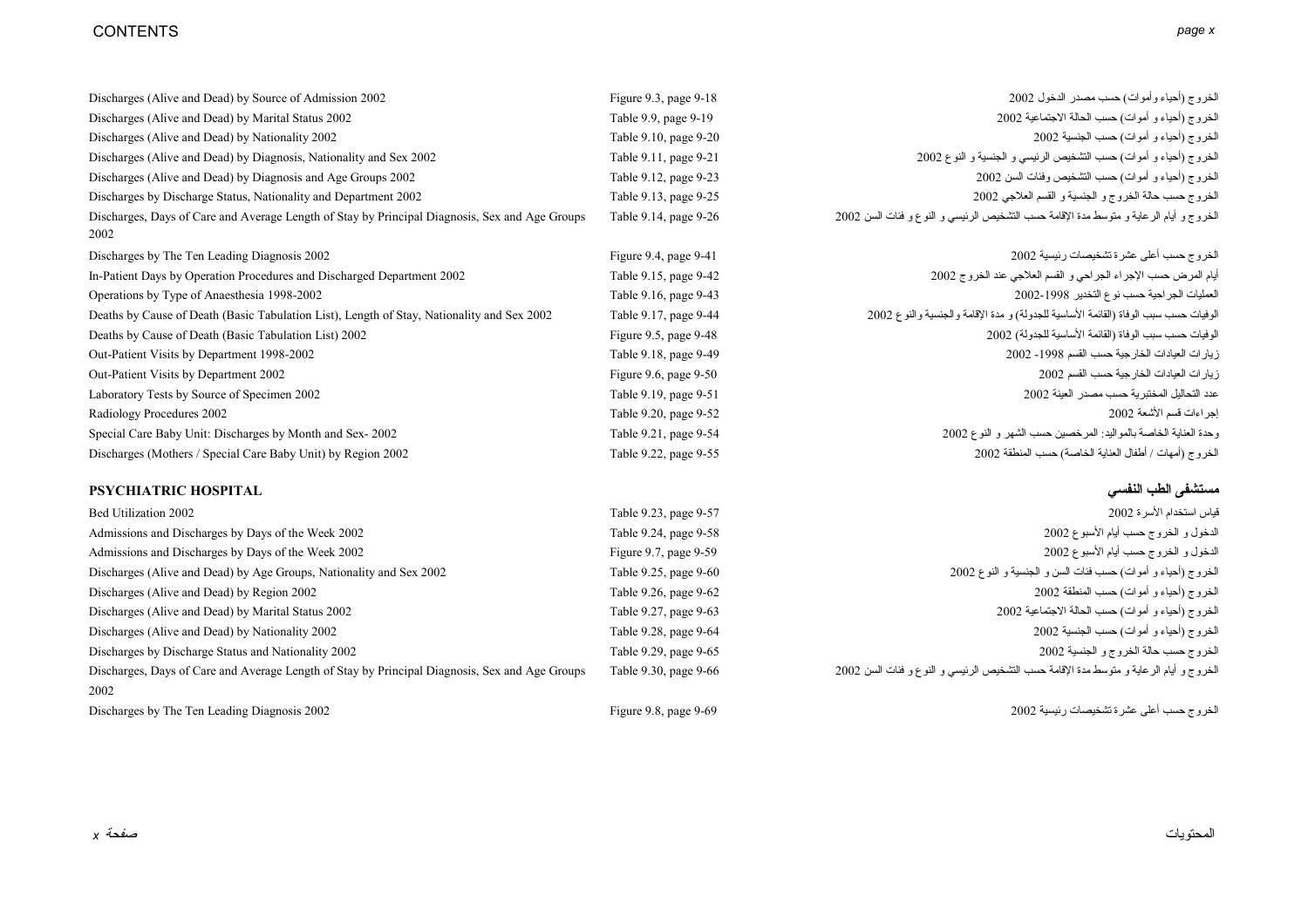| | | |
|---|---|---|
| Discharges (Alive and Dead) by Source of Admission 2002 | Figure 9.3, page 9-18 | الخروج (أحياء وأموات) حسب مصدر الدخول 2002 |
| Discharges (Alive and Dead) by Marital Status 2002 | Table 9.9, page 9-19 | الخروج (أحياء و أموات) حسب الحالة الاجتماعية 2002 |
| Discharges (Alive and Dead) by Nationality 2002 | Table 9.10, page 9-20 | الخروج (أحياء و أموات) حسب الجنسية 2002 |
| Discharges (Alive and Dead) by Diagnosis, Nationality and Sex 2002 | Table 9.11, page 9-21 | الخروج (أحياء و أموات) حسب التشخيص الرئيسي و الجنسية و النوع 2002 |
| Discharges (Alive and Dead) by Diagnosis and Age Groups 2002 | Table 9.12, page 9-23 | الخروج (أحياء و أموات) حسب التشخيص وفئات السن 2002 |
| Discharges by Discharge Status, Nationality and Department 2002 | Table 9.13, page 9-25 | الخروج حسب حالة الخروج و الجنسية و القسم العلاجي 2002 |
| Discharges, Days of Care and Average Length of Stay by Principal Diagnosis, Sex and Age Groups 2002 | Table 9.14, page 9-26 | الخروج و أيام الرعاية و متوسط مدة الإقامة حسب التشخيص الرئيسي و النوع و فئات السن 2002 |
| Discharges by The Ten Leading Diagnosis 2002 | Figure 9.4, page 9-41 | الخروج حسب أعلى عشرة تشخيصات رئيسية 2002 |
| In-Patient Days by Operation Procedures and Discharged Department 2002 | Table 9.15, page 9-42 | أيام المرض حسب الإجراء الجراحي و القسم العلاجي عند الخروج 2002 |
| Operations by Type of Anaesthesia 1998-2002 | Table 9.16, page 9-43 | العمليات الجراحية حسب نوع التخدير 1998-2002 |
| Deaths by Cause of Death (Basic Tabulation List), Length of Stay, Nationality and Sex 2002 | Table 9.17, page 9-44 | الوفيات حسب سبب الوفاة (القائمة الأساسية للجدولة) و مدة الإقامة والجنسية والنوع 2002 |
| Deaths by Cause of Death (Basic Tabulation List) 2002 | Figure 9.5, page 9-48 | الوفيات حسب سبب الوفاة (القائمة الأساسية للجدولة) 2002 |
| Out-Patient Visits by Department 1998-2002 | Table 9.18, page 9-49 | زيارات العيادات الخارجية حسب القسم 1998 - 2002 |
| Out-Patient Visits by Department 2002 | Figure 9.6, page 9-50 | زيارات العيادات الخارجية حسب القسم 2002 |
| Laboratory Tests by Source of Specimen 2002 | Table 9.19, page 9-51 | عدد التحاليل المختبرية حسب مصدر العينة 2002 |
| Radiology Procedures 2002 | Table 9.20, page 9-52 | إجراءات قسم الأشعة 2002 |
| Special Care Baby Unit: Discharges by Month and Sex- 2002 | Table 9.21, page 9-54 | وحدة العناية الخاصة بالمواليد: المرخصين حسب الشهر و النوع 2002 |
| Discharges (Mothers / Special Care Baby Unit) by Region 2002 | Table 9.22, page 9-55 | الخروج (أمهات / أطفال العناية الخاصة) حسب المنطقة 2002 |

## PSYCHIATRIC HOSPITAL — مستشفى الطب النفسي

| | | |
|---|---|---|
| Bed Utilization 2002 | Table 9.23, page 9-57 | قياس استخدام الأسرة 2002 |
| Admissions and Discharges by Days of the Week 2002 | Table 9.24, page 9-58 | الدخول و الخروج حسب أيام الأسبوع 2002 |
| Admissions and Discharges by Days of the Week 2002 | Figure 9.7, page 9-59 | الدخول و الخروج حسب أيام الأسبوع 2002 |
| Discharges (Alive and Dead) by Age Groups, Nationality and Sex 2002 | Table 9.25, page 9-60 | الخروج (أحياء و أموات) حسب فئات السن و الجنسية و النوع 2002 |
| Discharges (Alive and Dead) by Region 2002 | Table 9.26, page 9-62 | الخروج (أحياء و أموات) حسب المنطقة 2002 |
| Discharges (Alive and Dead) by Marital Status 2002 | Table 9.27, page 9-63 | الخروج (أحياء و أموات) حسب الحالة الاجتماعية 2002 |
| Discharges (Alive and Dead) by Nationality 2002 | Table 9.28, page 9-64 | الخروج (أحياء و أموات) حسب الجنسية 2002 |
| Discharges by Discharge Status and Nationality 2002 | Table 9.29, page 9-65 | الخروج حسب حالة الخروج و الجنسية 2002 |
| Discharges, Days of Care and Average Length of Stay by Principal Diagnosis, Sex and Age Groups 2002 | Table 9.30, page 9-66 | الخروج و أيام الرعاية و متوسط مدة الإقامة حسب التشخيص الرئيسي و النوع و فئات السن 2002 |
| Discharges by The Ten Leading Diagnosis 2002 | Figure 9.8, page 9-69 | الخروج حسب أعلى عشرة تشخيصات رئيسية 2002 |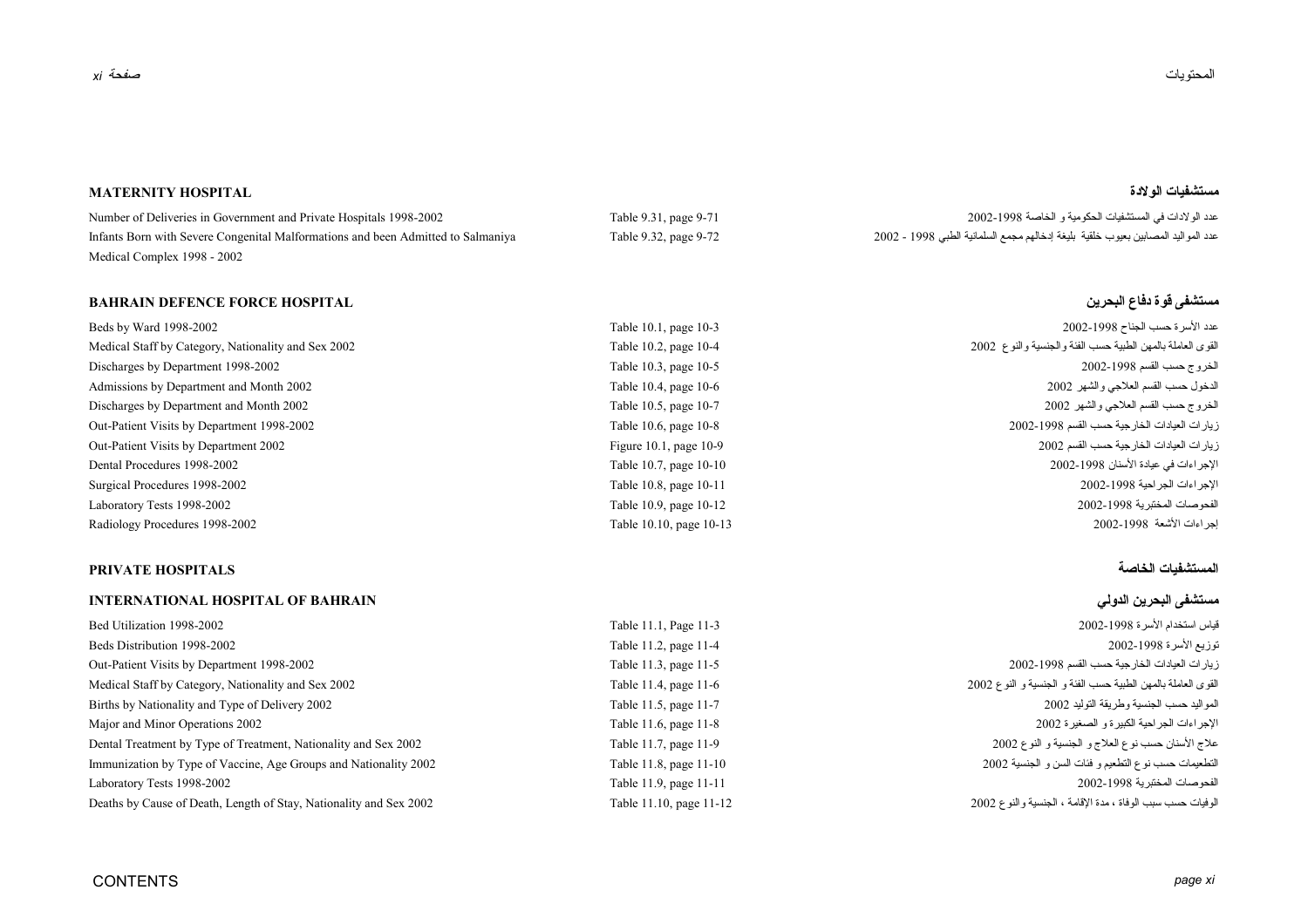## MATERNITY HOSPITAL — مستشفيات الولادة

| | | |
|---|---|---|
| Number of Deliveries in Government and Private Hospitals 1998-2002 | Table 9.31, page 9-71 | عدد الولادات في المستشفيات الحكومية و الخاصة 1998-2002 |
| Infants Born with Severe Congenital Malformations and been Admitted to Salmaniya Medical Complex 1998 - 2002 | Table 9.32, page 9-72 | عدد المواليد المصابين بعيوب خلقية بليغة إدخالهم مجمع السلمانية الطبي 1998 - 2002 |

## BAHRAIN DEFENCE FORCE HOSPITAL — مستشفى قوة دفاع البحرين

| | | |
|---|---|---|
| Beds by Ward 1998-2002 | Table 10.1, page 10-3 | عدد الأسرة حسب الجناح 1998-2002 |
| Medical Staff by Category, Nationality and Sex 2002 | Table 10.2, page 10-4 | القوى العاملة بالمهن الطبية حسب الفئة والجنسية والنوع 2002 |
| Discharges by Department 1998-2002 | Table 10.3, page 10-5 | الخروج حسب القسم 1998-2002 |
| Admissions by Department and Month 2002 | Table 10.4, page 10-6 | الدخول حسب القسم العلاجي والشهر 2002 |
| Discharges by Department and Month 2002 | Table 10.5, page 10-7 | الخروج حسب القسم العلاجي والشهر 2002 |
| Out-Patient Visits by Department 1998-2002 | Table 10.6, page 10-8 | زيارات العيادات الخارجية حسب القسم 1998-2002 |
| Out-Patient Visits by Department 2002 | Figure 10.1, page 10-9 | زيارات العيادات الخارجية حسب القسم 2002 |
| Dental Procedures 1998-2002 | Table 10.7, page 10-10 | الإجراءات في عيادة الأسنان 1998-2002 |
| Surgical Procedures 1998-2002 | Table 10.8, page 10-11 | الإجراءات الجراحية 1998-2002 |
| Laboratory Tests 1998-2002 | Table 10.9, page 10-12 | الفحوصات المختبرية 1998-2002 |
| Radiology Procedures 1998-2002 | Table 10.10, page 10-13 | إجراءات الأشعة 1998-2002 |

## PRIVATE HOSPITALS — المستشفيات الخاصة

### INTERNATIONAL HOSPITAL OF BAHRAIN — مستشفى البحرين الدولي

| | | |
|---|---|---|
| Bed Utilization 1998-2002 | Table 11.1, Page 11-3 | قياس استخدام الأسرة 1998-2002 |
| Beds Distribution 1998-2002 | Table 11.2, page 11-4 | توزيع الأسرة 1998-2002 |
| Out-Patient Visits by Department 1998-2002 | Table 11.3, page 11-5 | زيارات العيادات الخارجية حسب القسم 1998-2002 |
| Medical Staff by Category, Nationality and Sex 2002 | Table 11.4, page 11-6 | القوى العاملة بالمهن الطبية حسب الفئة و الجنسية و النوع 2002 |
| Births by Nationality and Type of Delivery 2002 | Table 11.5, page 11-7 | المواليد حسب الجنسية وطريقة التوليد 2002 |
| Major and Minor Operations 2002 | Table 11.6, page 11-8 | الإجراءات الجراحية الكبيرة و الصغيرة 2002 |
| Dental Treatment by Type of Treatment, Nationality and Sex 2002 | Table 11.7, page 11-9 | علاج الأسنان حسب نوع العلاج و الجنسية و النوع 2002 |
| Immunization by Type of Vaccine, Age Groups and Nationality 2002 | Table 11.8, page 11-10 | التطعيمات حسب نوع التطعيم و فئات السن و الجنسية 2002 |
| Laboratory Tests 1998-2002 | Table 11.9, page 11-11 | الفحوصات المختبرية 1998-2002 |
| Deaths by Cause of Death, Length of Stay, Nationality and Sex 2002 | Table 11.10, page 11-12 | الوفيات حسب سبب الوفاة ، مدة الإقامة ، الجنسية والنوع 2002 |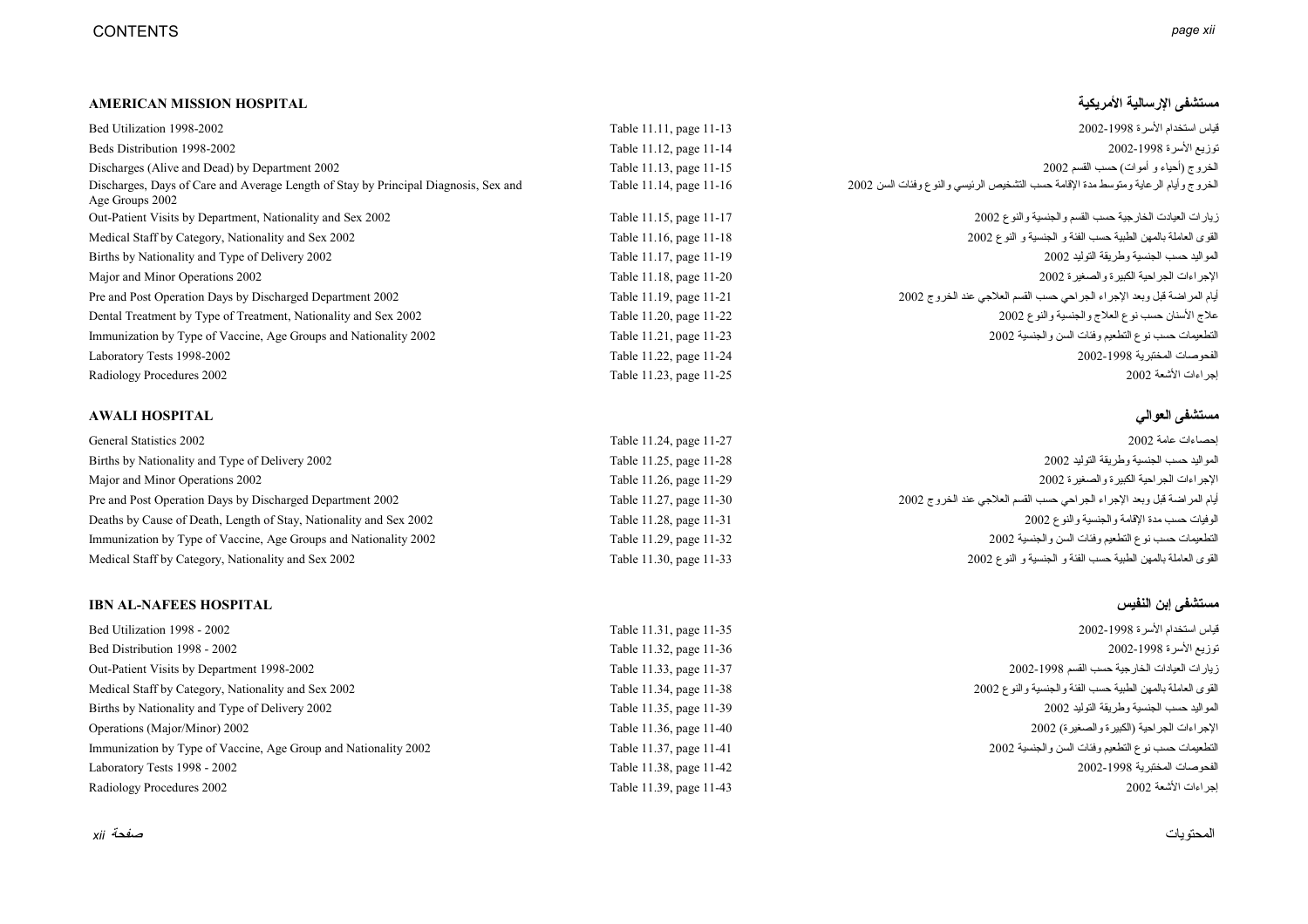## AMERICAN MISSION HOSPITAL — مستشفى الإرسالية الأمريكية

| | | |
|---|---|---|
| Bed Utilization 1998-2002 | Table 11.11, page 11-13 | قياس استخدام الأسرة 1998-2002 |
| Beds Distribution 1998-2002 | Table 11.12, page 11-14 | توزيع الأسرة 1998-2002 |
| Discharges (Alive and Dead) by Department 2002 | Table 11.13, page 11-15 | الخروج (أحياء و أموات) حسب القسم 2002 |
| Discharges, Days of Care and Average Length of Stay by Principal Diagnosis, Sex and Age Groups 2002 | Table 11.14, page 11-16 | الخروج وأيام الرعاية ومتوسط مدة الإقامة حسب التشخيص الرئيسي والنوع وفئات السن 2002 |
| Out-Patient Visits by Department, Nationality and Sex 2002 | Table 11.15, page 11-17 | زيارات العيادات الخارجية حسب القسم والجنسية والنوع 2002 |
| Medical Staff by Category, Nationality and Sex 2002 | Table 11.16, page 11-18 | القوى العاملة بالمهن الطبية حسب الفئة و الجنسية و النوع 2002 |
| Births by Nationality and Type of Delivery 2002 | Table 11.17, page 11-19 | المواليد حسب الجنسية وطريقة التوليد 2002 |
| Major and Minor Operations 2002 | Table 11.18, page 11-20 | الإجراءات الجراحية الكبيرة والصغيرة 2002 |
| Pre and Post Operation Days by Discharged Department 2002 | Table 11.19, page 11-21 | أيام المراضة قبل وبعد الإجراء الجراحي حسب القسم العلاجي عند الخروج 2002 |
| Dental Treatment by Type of Treatment, Nationality and Sex 2002 | Table 11.20, page 11-22 | علاج الأسنان حسب نوع العلاج والجنسية والنوع 2002 |
| Immunization by Type of Vaccine, Age Groups and Nationality 2002 | Table 11.21, page 11-23 | التطعيمات حسب نوع التطعيم وفئات السن والجنسية 2002 |
| Laboratory Tests 1998-2002 | Table 11.22, page 11-24 | الفحوصات المختبرية 1998-2002 |
| Radiology Procedures 2002 | Table 11.23, page 11-25 | إجراءات الأشعة 2002 |

## AWALI HOSPITAL — مستشفى العوالي

| | | |
|---|---|---|
| General Statistics 2002 | Table 11.24, page 11-27 | إحصاءات عامة 2002 |
| Births by Nationality and Type of Delivery 2002 | Table 11.25, page 11-28 | المواليد حسب الجنسية وطريقة التوليد 2002 |
| Major and Minor Operations 2002 | Table 11.26, page 11-29 | الإجراءات الجراحية الكبيرة والصغيرة 2002 |
| Pre and Post Operation Days by Discharged Department 2002 | Table 11.27, page 11-30 | أيام المراضة قبل وبعد الإجراء الجراحي حسب القسم العلاجي عند الخروج 2002 |
| Deaths by Cause of Death, Length of Stay, Nationality and Sex 2002 | Table 11.28, page 11-31 | الوفيات حسب مدة الإقامة والجنسية والنوع 2002 |
| Immunization by Type of Vaccine, Age Groups and Nationality 2002 | Table 11.29, page 11-32 | التطعيمات حسب نوع التطعيم وفئات السن والجنسية 2002 |
| Medical Staff by Category, Nationality and Sex 2002 | Table 11.30, page 11-33 | القوى العاملة بالمهن الطبية حسب الفئة و الجنسية و النوع 2002 |

## IBN AL-NAFEES HOSPITAL — مستشفى إبن النفيس

| | | |
|---|---|---|
| Bed Utilization 1998 - 2002 | Table 11.31, page 11-35 | قياس استخدام الأسرة 1998-2002 |
| Bed Distribution 1998 - 2002 | Table 11.32, page 11-36 | توزيع الأسرة 1998-2002 |
| Out-Patient Visits by Department 1998-2002 | Table 11.33, page 11-37 | زيارات العيادات الخارجية حسب القسم 1998-2002 |
| Medical Staff by Category, Nationality and Sex 2002 | Table 11.34, page 11-38 | القوى العاملة بالمهن الطبية حسب الفئة والجنسية والنوع 2002 |
| Births by Nationality and Type of Delivery 2002 | Table 11.35, page 11-39 | المواليد حسب الجنسية وطريقة التوليد 2002 |
| Operations (Major/Minor) 2002 | Table 11.36, page 11-40 | الإجراءات الجراحية (الكبيرة والصغيرة) 2002 |
| Immunization by Type of Vaccine, Age Group and Nationality 2002 | Table 11.37, page 11-41 | التطعيمات حسب نوع التطعيم وفئات السن والجنسية 2002 |
| Laboratory Tests 1998 - 2002 | Table 11.38, page 11-42 | الفحوصات المختبرية 1998-2002 |
| Radiology Procedures 2002 | Table 11.39, page 11-43 | إجراءات الأشعة 2002 |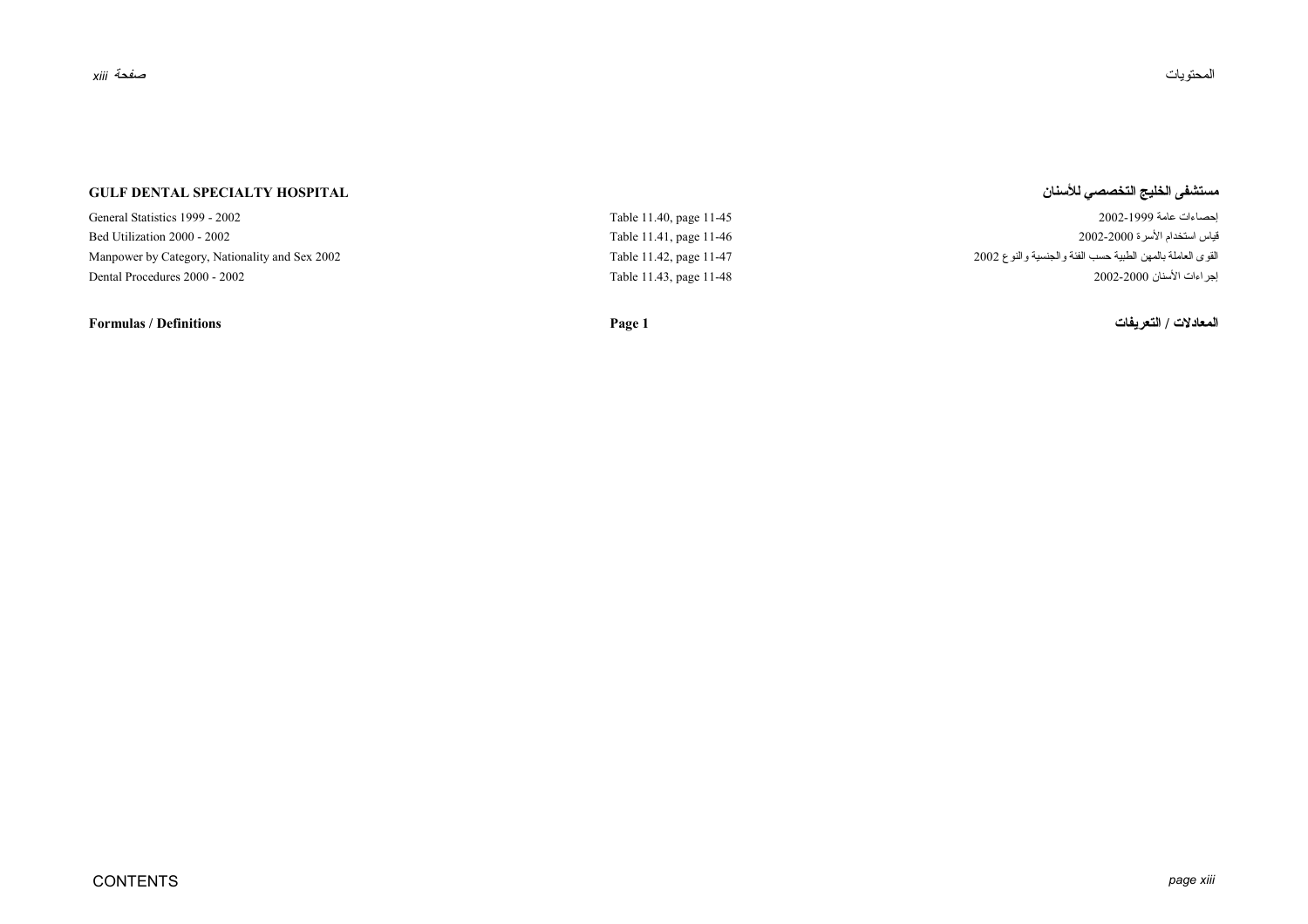| GULF DENTAL SPECIALTY HOSPITAL | | مستشفى الخليج التخصصي للأسنان |
|---|---|---|
| General Statistics 1999 - 2002 | Table 11.40, page 11-45 | إحصاءات عامة 1999-2002 |
| Bed Utilization 2000 - 2002 | Table 11.41, page 11-46 | قياس استخدام الأسرة 2000-2002 |
| Manpower by Category, Nationality and Sex 2002 | Table 11.42, page 11-47 | القوى العاملة بالمهن الطبية حسب الفئة والجنسية والنوع 2002 |
| Dental Procedures 2000 - 2002 | Table 11.43, page 11-48 | إجراءات الأسنان 2000-2002 |
| **Formulas / Definitions** | **Page 1** | **المعادلات / التعريفات** |